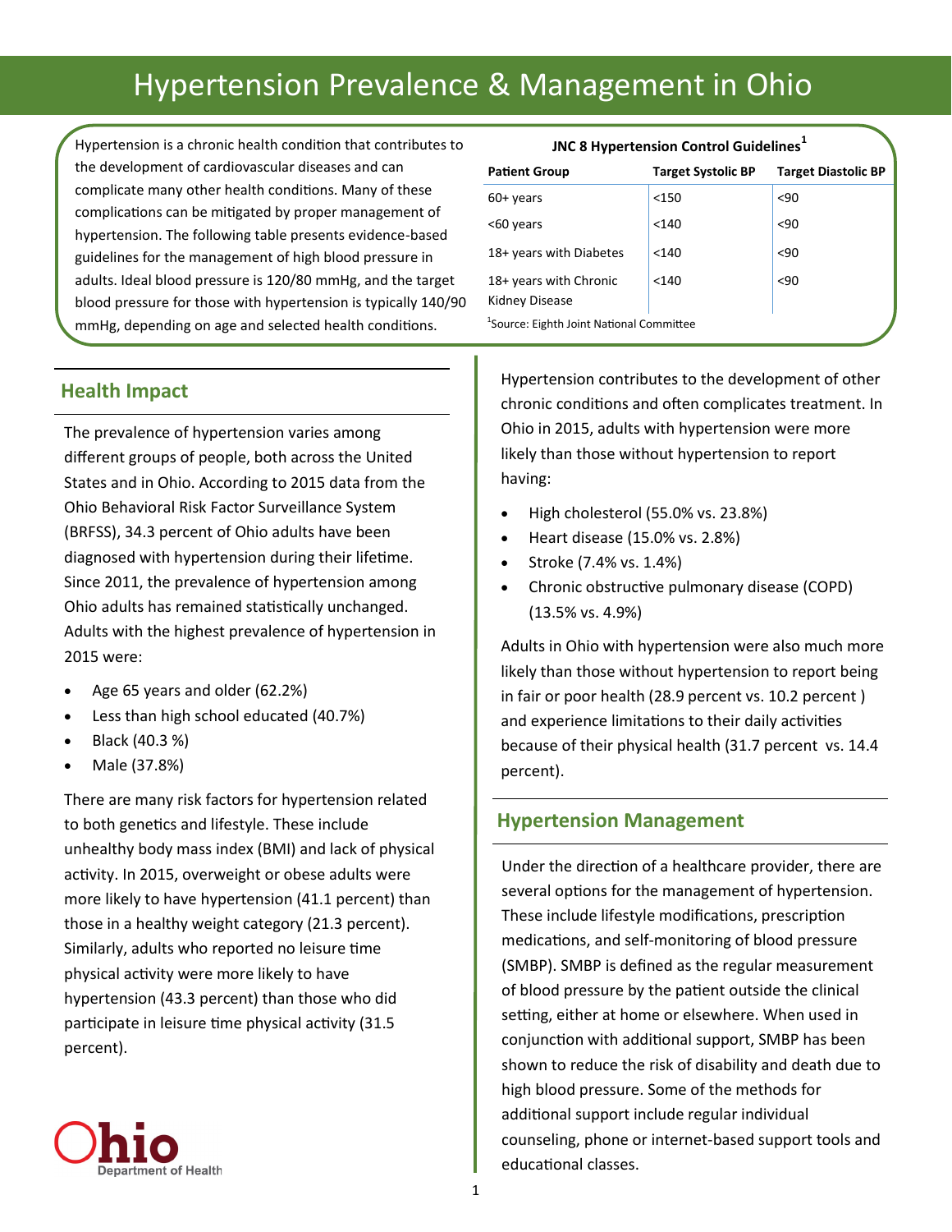# Hypertension Prevalence & Management in Ohio

Hypertension is a chronic health condition that contributes to the development of cardiovascular diseases and can complicate many other health conditions. Many of these complications can be mitigated by proper management of hypertension. The following table presents evidence-based guidelines for the management of high blood pressure in adults. Ideal blood pressure is 120/80 mmHg, and the target blood pressure for those with hypertension is typically 140/90 mmHg, depending on age and selected health conditions.

**JNC 8 Hypertension Control Guidelines[1]**

| Patient Group | Target Systolic BP | Target Diastolic BP |
|---|---|---|
| 60+ years | <150 | <90 |
| <60 years | <140 | <90 |
| 18+ years with Diabetes | <140 | <90 |
| 18+ years with Chronic Kidney Disease | <140 | <90 |

[1]Source: Eighth Joint National Committee

## Health Impact

The prevalence of hypertension varies among different groups of people, both across the United States and in Ohio. According to 2015 data from the Ohio Behavioral Risk Factor Surveillance System (BRFSS), 34.3 percent of Ohio adults have been diagnosed with hypertension during their lifetime. Since 2011, the prevalence of hypertension among Ohio adults has remained statistically unchanged. Adults with the highest prevalence of hypertension in 2015 were:

- Age 65 years and older (62.2%)
- Less than high school educated (40.7%)
- Black (40.3 %)
- Male (37.8%)

There are many risk factors for hypertension related to both genetics and lifestyle. These include unhealthy body mass index (BMI) and lack of physical activity. In 2015, overweight or obese adults were more likely to have hypertension (41.1 percent) than those in a healthy weight category (21.3 percent). Similarly, adults who reported no leisure time physical activity were more likely to have hypertension (43.3 percent) than those who did participate in leisure time physical activity (31.5 percent).

Hypertension contributes to the development of other chronic conditions and often complicates treatment. In Ohio in 2015, adults with hypertension were more likely than those without hypertension to report having:

- High cholesterol (55.0% vs. 23.8%)
- Heart disease (15.0% vs. 2.8%)
- Stroke (7.4% vs. 1.4%)
- Chronic obstructive pulmonary disease (COPD) (13.5% vs. 4.9%)

Adults in Ohio with hypertension were also much more likely than those without hypertension to report being in fair or poor health (28.9 percent vs. 10.2 percent ) and experience limitations to their daily activities because of their physical health (31.7 percent vs. 14.4 percent).

## Hypertension Management

Under the direction of a healthcare provider, there are several options for the management of hypertension. These include lifestyle modifications, prescription medications, and self-monitoring of blood pressure (SMBP). SMBP is defined as the regular measurement of blood pressure by the patient outside the clinical setting, either at home or elsewhere. When used in conjunction with additional support, SMBP has been shown to reduce the risk of disability and death due to high blood pressure. Some of the methods for additional support include regular individual counseling, phone or internet-based support tools and educational classes.

Ohio Department of Health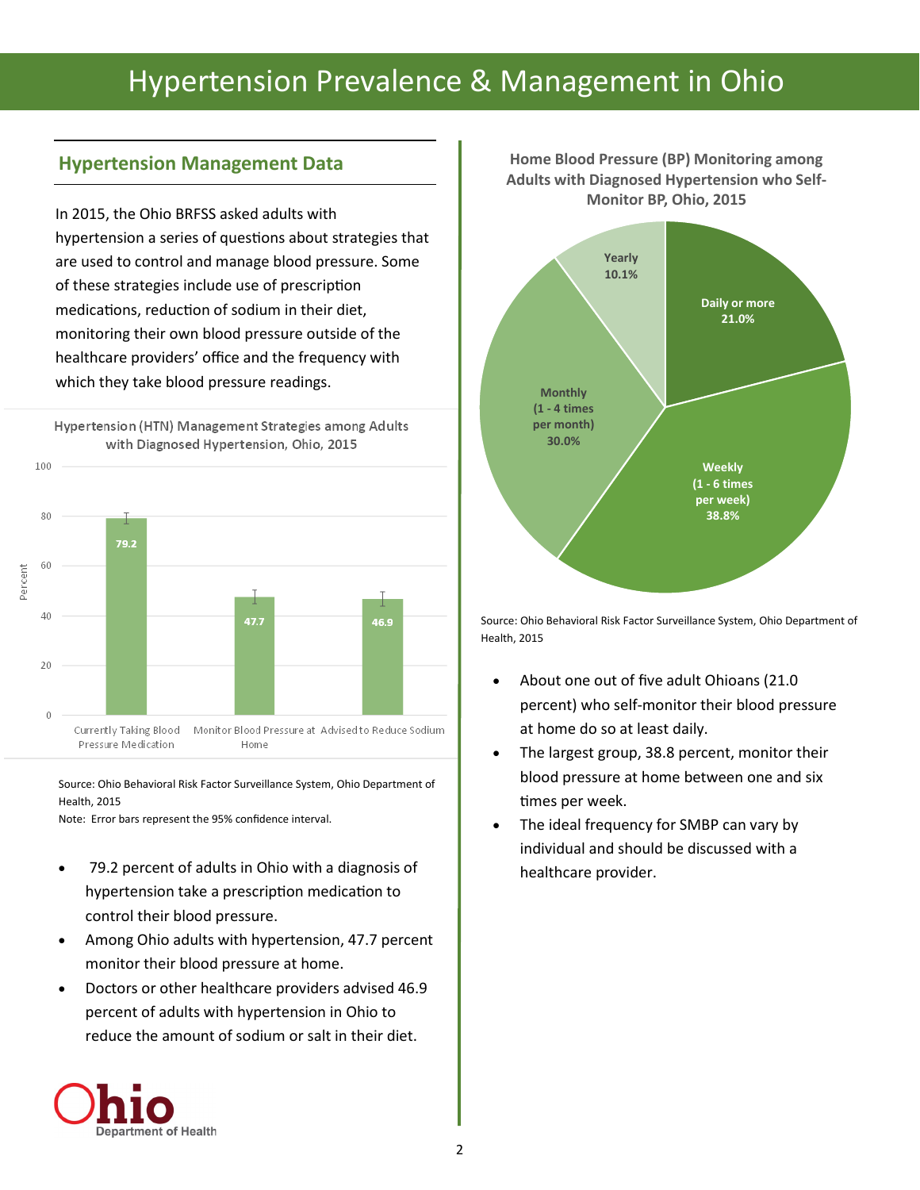# Hypertension Prevalence & Management in Ohio

## Hypertension Management Data

In 2015, the Ohio BRFSS asked adults with hypertension a series of questions about strategies that are used to control and manage blood pressure. Some of these strategies include use of prescription medications, reduction of sodium in their diet, monitoring their own blood pressure outside of the healthcare providers' office and the frequency with which they take blood pressure readings.

**Hypertension (HTN) Management Strategies among Adults with Diagnosed Hypertension, Ohio, 2015**

| Strategy | Percent |
|---|---|
| Currently Taking Blood Pressure Medication | 79.2 |
| Monitor Blood Pressure at Home | 47.7 |
| Advised to Reduce Sodium | 46.9 |

Source: Ohio Behavioral Risk Factor Surveillance System, Ohio Department of Health, 2015

Note: Error bars represent the 95% confidence interval.

- 79.2 percent of adults in Ohio with a diagnosis of hypertension take a prescription medication to control their blood pressure.
- Among Ohio adults with hypertension, 47.7 percent monitor their blood pressure at home.
- Doctors or other healthcare providers advised 46.9 percent of adults with hypertension in Ohio to reduce the amount of sodium or salt in their diet.

**Home Blood Pressure (BP) Monitoring among Adults with Diagnosed Hypertension who Self-Monitor BP, Ohio, 2015**

| Frequency | Percent |
|---|---|
| Daily or more | 21.0% |
| Weekly (1 - 6 times per week) | 38.8% |
| Monthly (1 - 4 times per month) | 30.0% |
| Yearly | 10.1% |

Source: Ohio Behavioral Risk Factor Surveillance System, Ohio Department of Health, 2015

- About one out of five adult Ohioans (21.0 percent) who self-monitor their blood pressure at home do so at least daily.
- The largest group, 38.8 percent, monitor their blood pressure at home between one and six times per week.
- The ideal frequency for SMBP can vary by individual and should be discussed with a healthcare provider.

Ohio Department of Health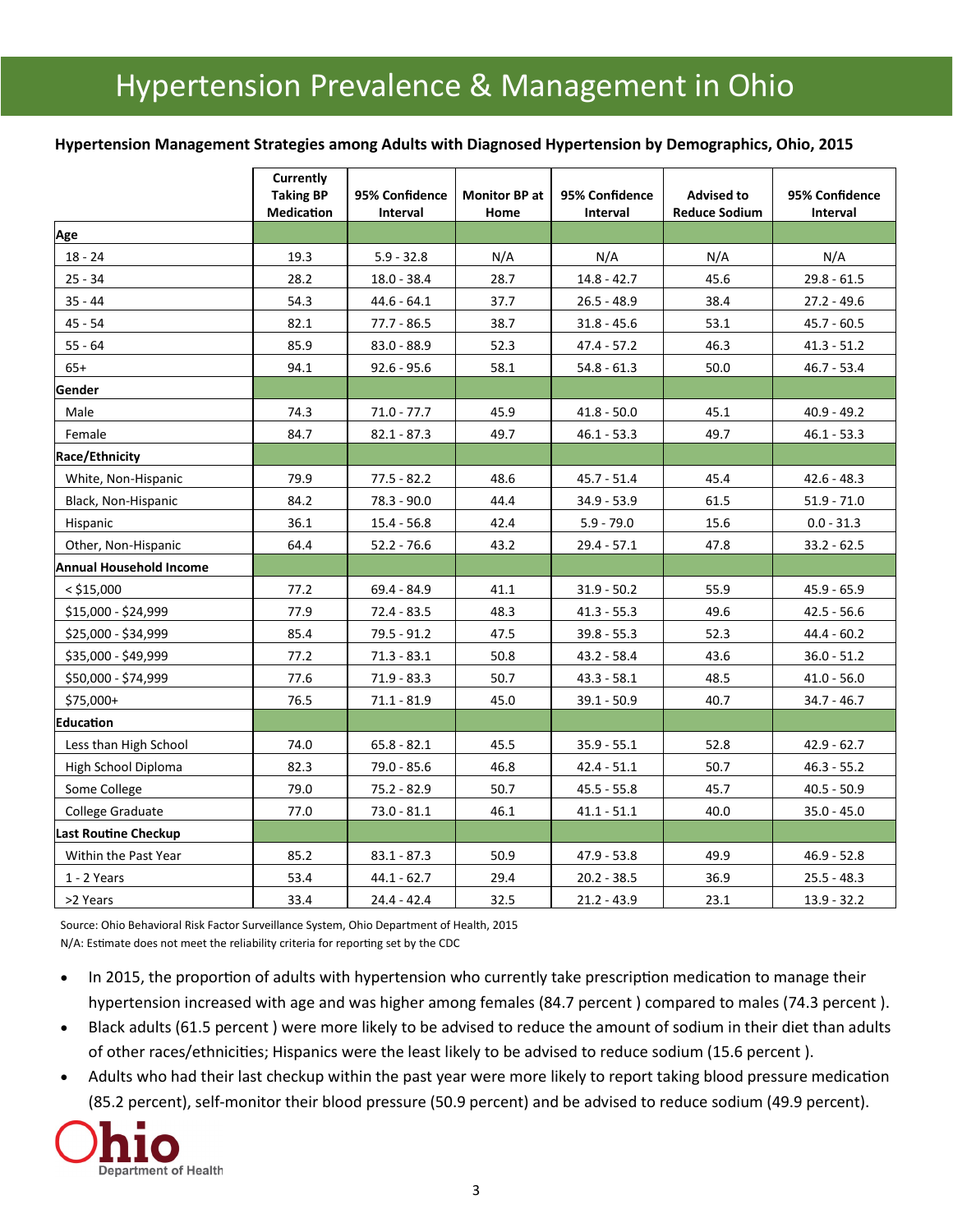# Hypertension Prevalence & Management in Ohio

**Hypertension Management Strategies among Adults with Diagnosed Hypertension by Demographics, Ohio, 2015**

| | Currently Taking BP Medication | 95% Confidence Interval | Monitor BP at Home | 95% Confidence Interval | Advised to Reduce Sodium | 95% Confidence Interval |
|---|---|---|---|---|---|---|
| **Age** | | | | | | |
| 18 - 24 | 19.3 | 5.9 - 32.8 | N/A | N/A | N/A | N/A |
| 25 - 34 | 28.2 | 18.0 - 38.4 | 28.7 | 14.8 - 42.7 | 45.6 | 29.8 - 61.5 |
| 35 - 44 | 54.3 | 44.6 - 64.1 | 37.7 | 26.5 - 48.9 | 38.4 | 27.2 - 49.6 |
| 45 - 54 | 82.1 | 77.7 - 86.5 | 38.7 | 31.8 - 45.6 | 53.1 | 45.7 - 60.5 |
| 55 - 64 | 85.9 | 83.0 - 88.9 | 52.3 | 47.4 - 57.2 | 46.3 | 41.3 - 51.2 |
| 65+ | 94.1 | 92.6 - 95.6 | 58.1 | 54.8 - 61.3 | 50.0 | 46.7 - 53.4 |
| **Gender** | | | | | | |
| Male | 74.3 | 71.0 - 77.7 | 45.9 | 41.8 - 50.0 | 45.1 | 40.9 - 49.2 |
| Female | 84.7 | 82.1 - 87.3 | 49.7 | 46.1 - 53.3 | 49.7 | 46.1 - 53.3 |
| **Race/Ethnicity** | | | | | | |
| White, Non-Hispanic | 79.9 | 77.5 - 82.2 | 48.6 | 45.7 - 51.4 | 45.4 | 42.6 - 48.3 |
| Black, Non-Hispanic | 84.2 | 78.3 - 90.0 | 44.4 | 34.9 - 53.9 | 61.5 | 51.9 - 71.0 |
| Hispanic | 36.1 | 15.4 - 56.8 | 42.4 | 5.9 - 79.0 | 15.6 | 0.0 - 31.3 |
| Other, Non-Hispanic | 64.4 | 52.2 - 76.6 | 43.2 | 29.4 - 57.1 | 47.8 | 33.2 - 62.5 |
| **Annual Household Income** | | | | | | |
| < $15,000 | 77.2 | 69.4 - 84.9 | 41.1 | 31.9 - 50.2 | 55.9 | 45.9 - 65.9 |
| $15,000 - $24,999 | 77.9 | 72.4 - 83.5 | 48.3 | 41.3 - 55.3 | 49.6 | 42.5 - 56.6 |
| $25,000 - $34,999 | 85.4 | 79.5 - 91.2 | 47.5 | 39.8 - 55.3 | 52.3 | 44.4 - 60.2 |
| $35,000 - $49,999 | 77.2 | 71.3 - 83.1 | 50.8 | 43.2 - 58.4 | 43.6 | 36.0 - 51.2 |
| $50,000 - $74,999 | 77.6 | 71.9 - 83.3 | 50.7 | 43.3 - 58.1 | 48.5 | 41.0 - 56.0 |
| $75,000+ | 76.5 | 71.1 - 81.9 | 45.0 | 39.1 - 50.9 | 40.7 | 34.7 - 46.7 |
| **Education** | | | | | | |
| Less than High School | 74.0 | 65.8 - 82.1 | 45.5 | 35.9 - 55.1 | 52.8 | 42.9 - 62.7 |
| High School Diploma | 82.3 | 79.0 - 85.6 | 46.8 | 42.4 - 51.1 | 50.7 | 46.3 - 55.2 |
| Some College | 79.0 | 75.2 - 82.9 | 50.7 | 45.5 - 55.8 | 45.7 | 40.5 - 50.9 |
| College Graduate | 77.0 | 73.0 - 81.1 | 46.1 | 41.1 - 51.1 | 40.0 | 35.0 - 45.0 |
| **Last Routine Checkup** | | | | | | |
| Within the Past Year | 85.2 | 83.1 - 87.3 | 50.9 | 47.9 - 53.8 | 49.9 | 46.9 - 52.8 |
| 1 - 2 Years | 53.4 | 44.1 - 62.7 | 29.4 | 20.2 - 38.5 | 36.9 | 25.5 - 48.3 |
| >2 Years | 33.4 | 24.4 - 42.4 | 32.5 | 21.2 - 43.9 | 23.1 | 13.9 - 32.2 |

Source: Ohio Behavioral Risk Factor Surveillance System, Ohio Department of Health, 2015

N/A: Estimate does not meet the reliability criteria for reporting set by the CDC

- In 2015, the proportion of adults with hypertension who currently take prescription medication to manage their hypertension increased with age and was higher among females (84.7 percent ) compared to males (74.3 percent ).
- Black adults (61.5 percent ) were more likely to be advised to reduce the amount of sodium in their diet than adults of other races/ethnicities; Hispanics were the least likely to be advised to reduce sodium (15.6 percent ).
- Adults who had their last checkup within the past year were more likely to report taking blood pressure medication (85.2 percent), self-monitor their blood pressure (50.9 percent) and be advised to reduce sodium (49.9 percent).

Ohio Department of Health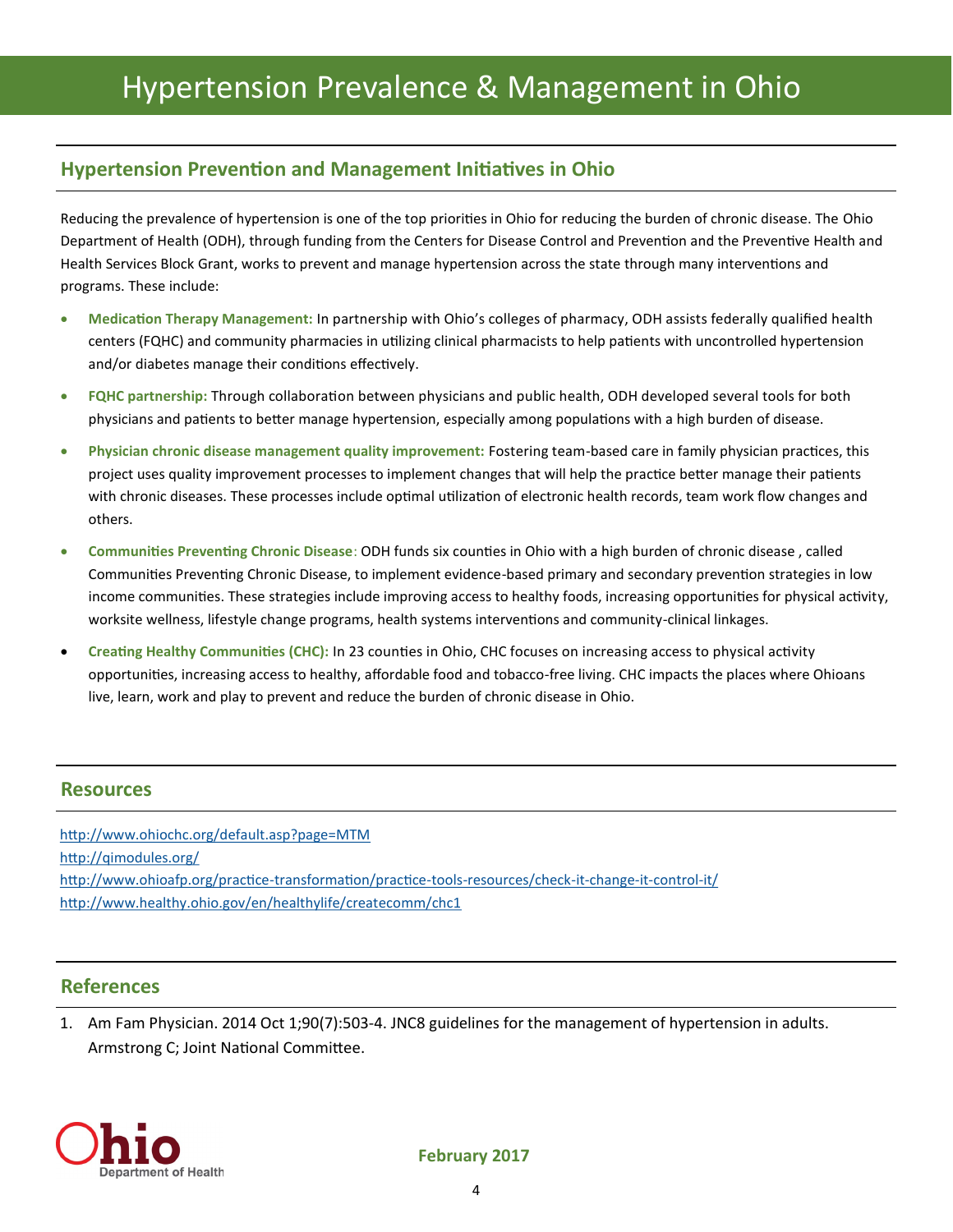# Hypertension Prevalence & Management in Ohio

## Hypertension Prevention and Management Initiatives in Ohio

Reducing the prevalence of hypertension is one of the top priorities in Ohio for reducing the burden of chronic disease. The Ohio Department of Health (ODH), through funding from the Centers for Disease Control and Prevention and the Preventive Health and Health Services Block Grant, works to prevent and manage hypertension across the state through many interventions and programs. These include:

- **Medication Therapy Management:** In partnership with Ohio's colleges of pharmacy, ODH assists federally qualified health centers (FQHC) and community pharmacies in utilizing clinical pharmacists to help patients with uncontrolled hypertension and/or diabetes manage their conditions effectively.
- **FQHC partnership:** Through collaboration between physicians and public health, ODH developed several tools for both physicians and patients to better manage hypertension, especially among populations with a high burden of disease.
- **Physician chronic disease management quality improvement:** Fostering team-based care in family physician practices, this project uses quality improvement processes to implement changes that will help the practice better manage their patients with chronic diseases. These processes include optimal utilization of electronic health records, team work flow changes and others.
- **Communities Preventing Chronic Disease**: ODH funds six counties in Ohio with a high burden of chronic disease , called Communities Preventing Chronic Disease, to implement evidence-based primary and secondary prevention strategies in low income communities. These strategies include improving access to healthy foods, increasing opportunities for physical activity, worksite wellness, lifestyle change programs, health systems interventions and community-clinical linkages.
- **Creating Healthy Communities (CHC):** In 23 counties in Ohio, CHC focuses on increasing access to physical activity opportunities, increasing access to healthy, affordable food and tobacco-free living. CHC impacts the places where Ohioans live, learn, work and play to prevent and reduce the burden of chronic disease in Ohio.

## Resources

http://www.ohiochc.org/default.asp?page=MTM
http://qimodules.org/
http://www.ohioafp.org/practice-transformation/practice-tools-resources/check-it-change-it-control-it/
http://www.healthy.ohio.gov/en/healthylife/createcomm/chc1

## References

1. Am Fam Physician. 2014 Oct 1;90(7):503-4. JNC8 guidelines for the management of hypertension in adults. Armstrong C; Joint National Committee.

Ohio Department of Health

February 2017